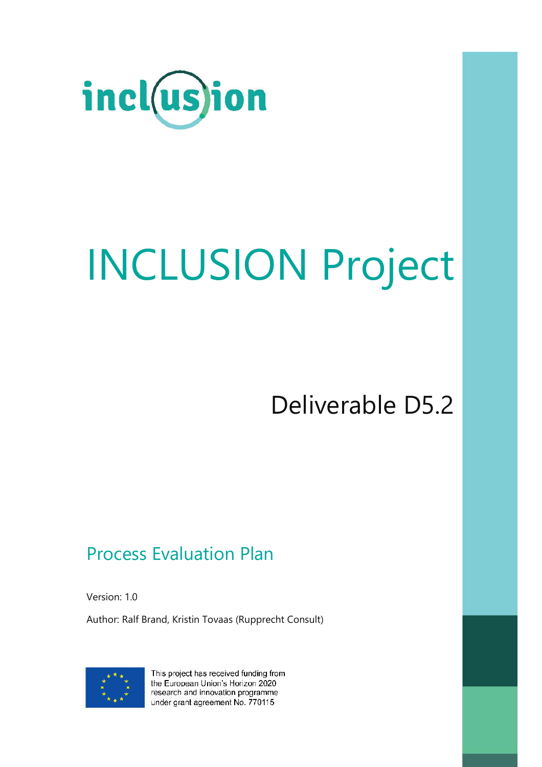# INCLUSION Project

## Deliverable D5.2

### Process Evaluation Plan

Version: 1.0

Author: Ralf Brand, Kristin Tovaas (Rupprecht Consult)

This project has received funding from the European Union's Horizon 2020 research and innovation programme under grant agreement No. 770115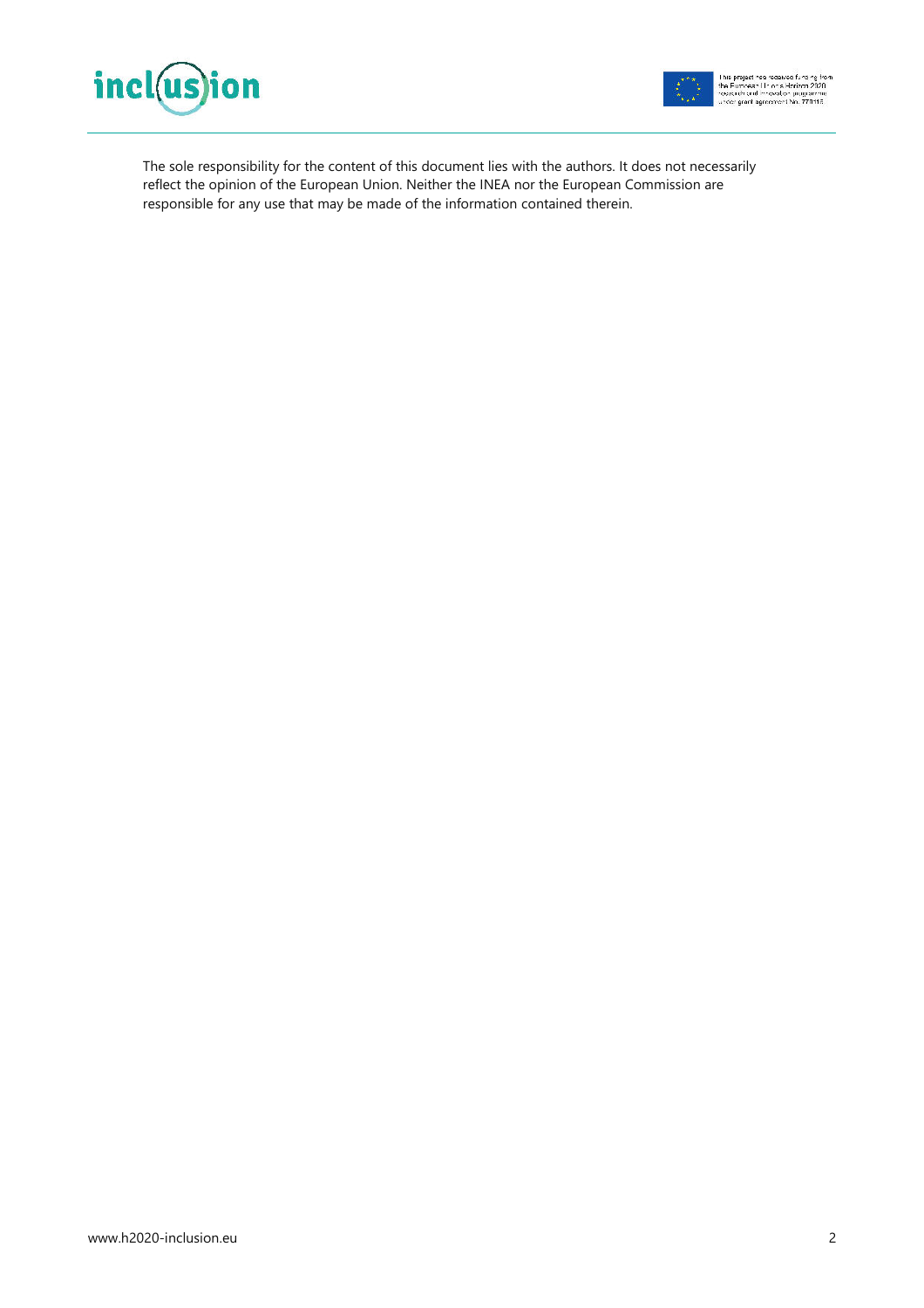The sole responsibility for the content of this document lies with the authors. It does not necessarily reflect the opinion of the European Union. Neither the INEA nor the European Commission are responsible for any use that may be made of the information contained therein.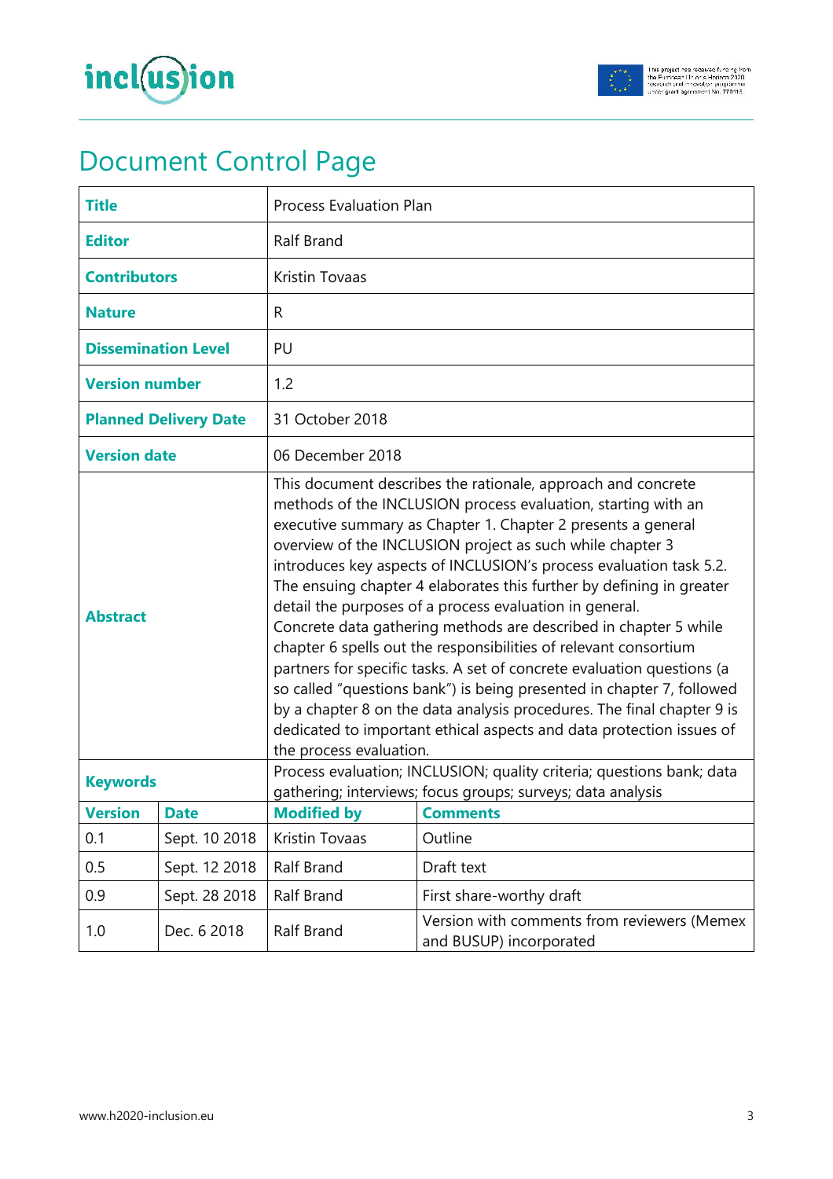# Document Control Page

| **Title** | Process Evaluation Plan |
|---|---|
| **Editor** | Ralf Brand |
| **Contributors** | Kristin Tovaas |
| **Nature** | R |
| **Dissemination Level** | PU |
| **Version number** | 1.2 |
| **Planned Delivery Date** | 31 October 2018 |
| **Version date** | 06 December 2018 |
| **Abstract** | This document describes the rationale, approach and concrete methods of the INCLUSION process evaluation, starting with an executive summary as Chapter 1. Chapter 2 presents a general overview of the INCLUSION project as such while chapter 3 introduces key aspects of INCLUSION's process evaluation task 5.2. The ensuing chapter 4 elaborates this further by defining in greater detail the purposes of a process evaluation in general. Concrete data gathering methods are described in chapter 5 while chapter 6 spells out the responsibilities of relevant consortium partners for specific tasks. A set of concrete evaluation questions (a so called "questions bank") is being presented in chapter 7, followed by a chapter 8 on the data analysis procedures. The final chapter 9 is dedicated to important ethical aspects and data protection issues of the process evaluation. |
| **Keywords** | Process evaluation; INCLUSION; quality criteria; questions bank; data gathering; interviews; focus groups; surveys; data analysis |

| **Version** | **Date** | **Modified by** | **Comments** |
|---|---|---|---|
| 0.1 | Sept. 10 2018 | Kristin Tovaas | Outline |
| 0.5 | Sept. 12 2018 | Ralf Brand | Draft text |
| 0.9 | Sept. 28 2018 | Ralf Brand | First share-worthy draft |
| 1.0 | Dec. 6 2018 | Ralf Brand | Version with comments from reviewers (Memex and BUSUP) incorporated |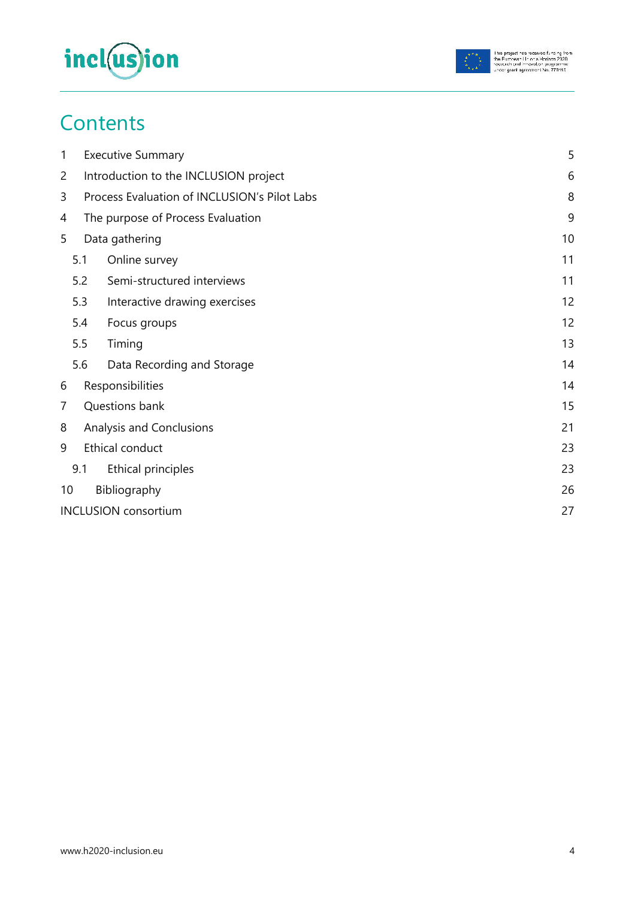# Contents

| | | |
|---|---|---|
| 1 | Executive Summary | 5 |
| 2 | Introduction to the INCLUSION project | 6 |
| 3 | Process Evaluation of INCLUSION's Pilot Labs | 8 |
| 4 | The purpose of Process Evaluation | 9 |
| 5 | Data gathering | 10 |
| 5.1 | Online survey | 11 |
| 5.2 | Semi-structured interviews | 11 |
| 5.3 | Interactive drawing exercises | 12 |
| 5.4 | Focus groups | 12 |
| 5.5 | Timing | 13 |
| 5.6 | Data Recording and Storage | 14 |
| 6 | Responsibilities | 14 |
| 7 | Questions bank | 15 |
| 8 | Analysis and Conclusions | 21 |
| 9 | Ethical conduct | 23 |
| 9.1 | Ethical principles | 23 |
| 10 | Bibliography | 26 |
| | INCLUSION consortium | 27 |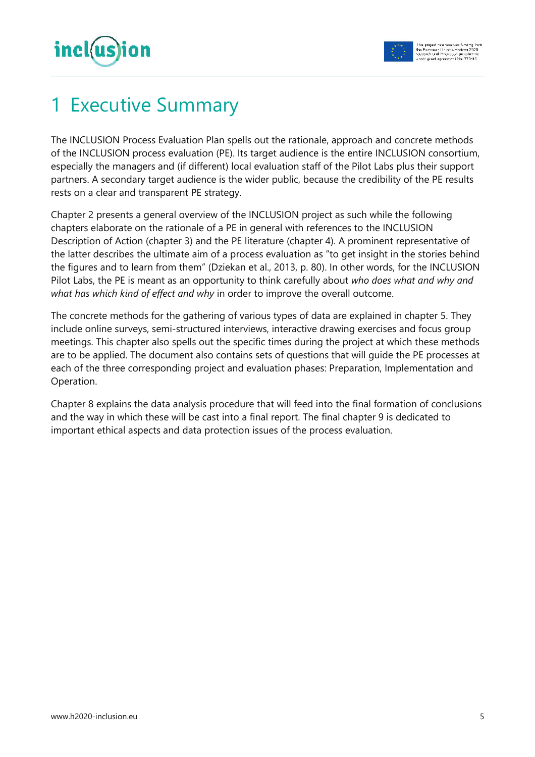# 1 Executive Summary

The INCLUSION Process Evaluation Plan spells out the rationale, approach and concrete methods of the INCLUSION process evaluation (PE). Its target audience is the entire INCLUSION consortium, especially the managers and (if different) local evaluation staff of the Pilot Labs plus their support partners. A secondary target audience is the wider public, because the credibility of the PE results rests on a clear and transparent PE strategy.

Chapter 2 presents a general overview of the INCLUSION project as such while the following chapters elaborate on the rationale of a PE in general with references to the INCLUSION Description of Action (chapter 3) and the PE literature (chapter 4). A prominent representative of the latter describes the ultimate aim of a process evaluation as "to get insight in the stories behind the figures and to learn from them" (Dziekan et al., 2013, p. 80). In other words, for the INCLUSION Pilot Labs, the PE is meant as an opportunity to think carefully about *who does what and why and what has which kind of effect and why* in order to improve the overall outcome.

The concrete methods for the gathering of various types of data are explained in chapter 5. They include online surveys, semi-structured interviews, interactive drawing exercises and focus group meetings. This chapter also spells out the specific times during the project at which these methods are to be applied. The document also contains sets of questions that will guide the PE processes at each of the three corresponding project and evaluation phases: Preparation, Implementation and Operation.

Chapter 8 explains the data analysis procedure that will feed into the final formation of conclusions and the way in which these will be cast into a final report. The final chapter 9 is dedicated to important ethical aspects and data protection issues of the process evaluation.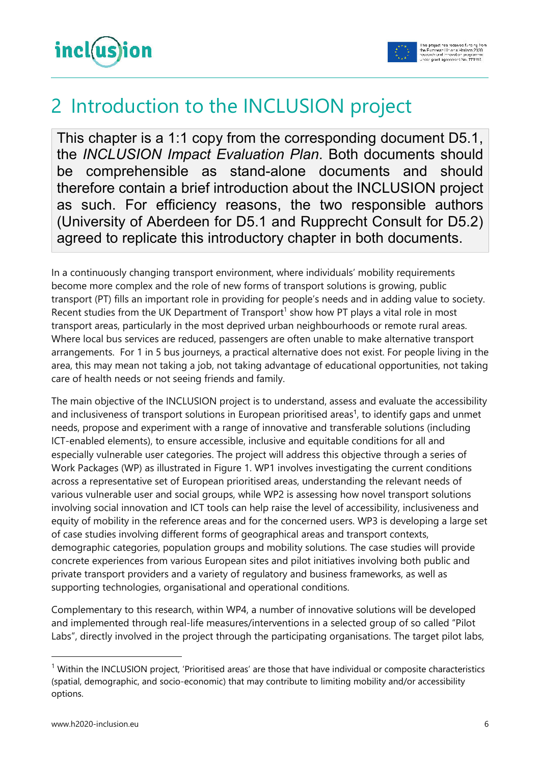# 2 Introduction to the INCLUSION project

> This chapter is a 1:1 copy from the corresponding document D5.1, the *INCLUSION Impact Evaluation Plan*. Both documents should be comprehensible as stand-alone documents and should therefore contain a brief introduction about the INCLUSION project as such. For efficiency reasons, the two responsible authors (University of Aberdeen for D5.1 and Rupprecht Consult for D5.2) agreed to replicate this introductory chapter in both documents.

In a continuously changing transport environment, where individuals' mobility requirements become more complex and the role of new forms of transport solutions is growing, public transport (PT) fills an important role in providing for people's needs and in adding value to society. Recent studies from the UK Department of Transport[1] show how PT plays a vital role in most transport areas, particularly in the most deprived urban neighbourhoods or remote rural areas. Where local bus services are reduced, passengers are often unable to make alternative transport arrangements. For 1 in 5 bus journeys, a practical alternative does not exist. For people living in the area, this may mean not taking a job, not taking advantage of educational opportunities, not taking care of health needs or not seeing friends and family.

The main objective of the INCLUSION project is to understand, assess and evaluate the accessibility and inclusiveness of transport solutions in European prioritised areas[1], to identify gaps and unmet needs, propose and experiment with a range of innovative and transferable solutions (including ICT-enabled elements), to ensure accessible, inclusive and equitable conditions for all and especially vulnerable user categories. The project will address this objective through a series of Work Packages (WP) as illustrated in Figure 1. WP1 involves investigating the current conditions across a representative set of European prioritised areas, understanding the relevant needs of various vulnerable user and social groups, while WP2 is assessing how novel transport solutions involving social innovation and ICT tools can help raise the level of accessibility, inclusiveness and equity of mobility in the reference areas and for the concerned users. WP3 is developing a large set of case studies involving different forms of geographical areas and transport contexts, demographic categories, population groups and mobility solutions. The case studies will provide concrete experiences from various European sites and pilot initiatives involving both public and private transport providers and a variety of regulatory and business frameworks, as well as supporting technologies, organisational and operational conditions.

Complementary to this research, within WP4, a number of innovative solutions will be developed and implemented through real-life measures/interventions in a selected group of so called "Pilot Labs", directly involved in the project through the participating organisations. The target pilot labs,

[1] Within the INCLUSION project, 'Prioritised areas' are those that have individual or composite characteristics (spatial, demographic, and socio-economic) that may contribute to limiting mobility and/or accessibility options.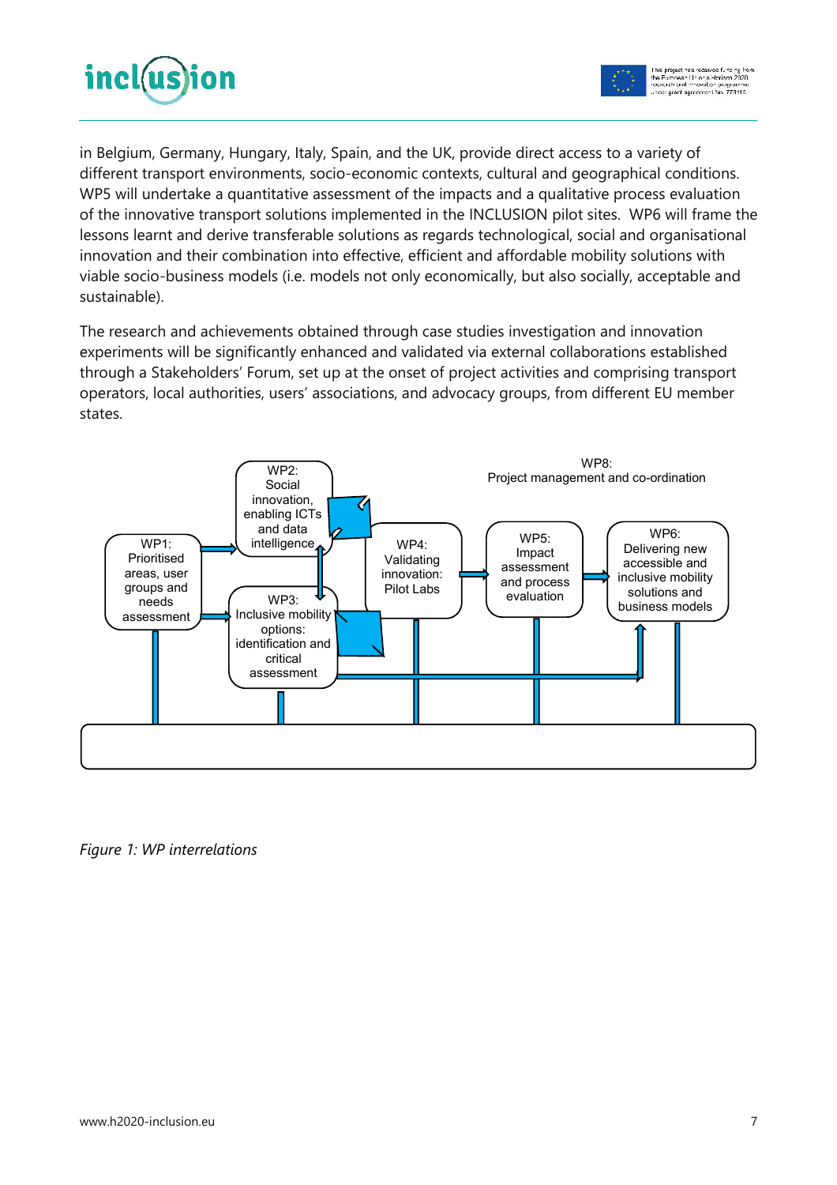in Belgium, Germany, Hungary, Italy, Spain, and the UK, provide direct access to a variety of different transport environments, socio-economic contexts, cultural and geographical conditions. WP5 will undertake a quantitative assessment of the impacts and a qualitative process evaluation of the innovative transport solutions implemented in the INCLUSION pilot sites. WP6 will frame the lessons learnt and derive transferable solutions as regards technological, social and organisational innovation and their combination into effective, efficient and affordable mobility solutions with viable socio-business models (i.e. models not only economically, but also socially, acceptable and sustainable).

The research and achievements obtained through case studies investigation and innovation experiments will be significantly enhanced and validated via external collaborations established through a Stakeholders' Forum, set up at the onset of project activities and comprising transport operators, local authorities, users' associations, and advocacy groups, from different EU member states.

WP8: Project management and co-ordination

WP1: Prioritised areas, user groups and needs assessment

WP2: Social innovation, enabling ICTs and data intelligence

WP3: Inclusive mobility options: identification and critical assessment

WP4: Validating innovation: Pilot Labs

WP5: Impact assessment and process evaluation

WP6: Delivering new accessible and inclusive mobility solutions and business models

*Figure 1: WP interrelations*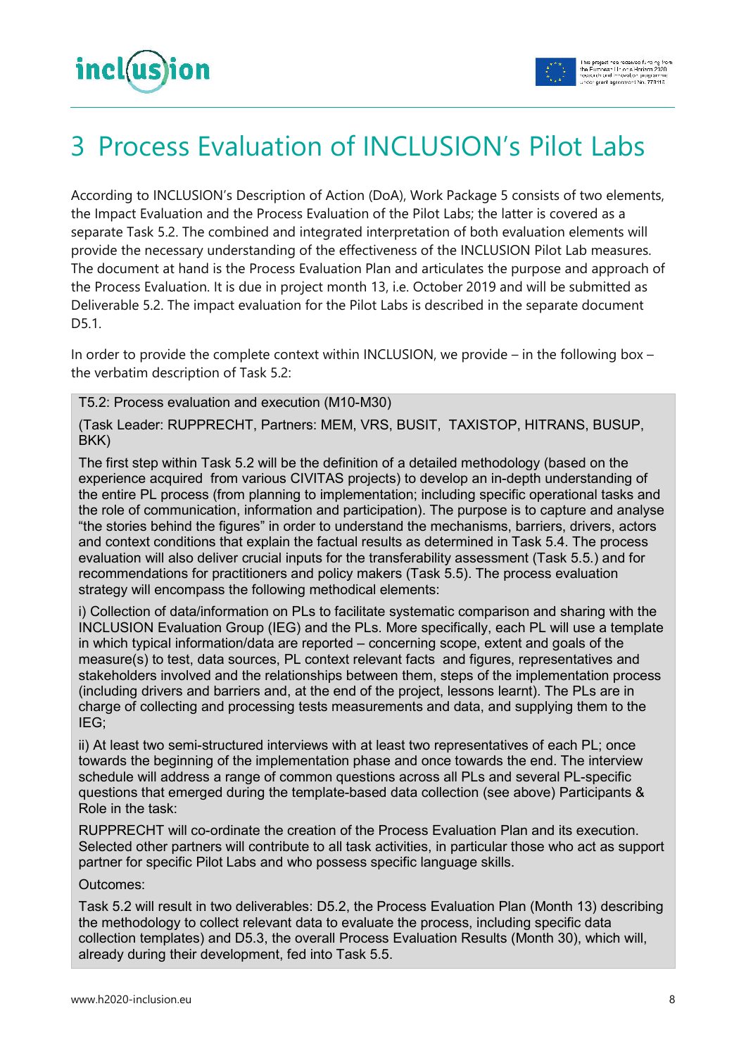# 3 Process Evaluation of INCLUSION's Pilot Labs

According to INCLUSION's Description of Action (DoA), Work Package 5 consists of two elements, the Impact Evaluation and the Process Evaluation of the Pilot Labs; the latter is covered as a separate Task 5.2. The combined and integrated interpretation of both evaluation elements will provide the necessary understanding of the effectiveness of the INCLUSION Pilot Lab measures. The document at hand is the Process Evaluation Plan and articulates the purpose and approach of the Process Evaluation. It is due in project month 13, i.e. October 2019 and will be submitted as Deliverable 5.2. The impact evaluation for the Pilot Labs is described in the separate document D5.1.

In order to provide the complete context within INCLUSION, we provide – in the following box – the verbatim description of Task 5.2:

> T5.2: Process evaluation and execution (M10-M30)
>
> (Task Leader: RUPPRECHT, Partners: MEM, VRS, BUSIT, TAXISTOP, HITRANS, BUSUP, BKK)
>
> The first step within Task 5.2 will be the definition of a detailed methodology (based on the experience acquired from various CIVITAS projects) to develop an in-depth understanding of the entire PL process (from planning to implementation; including specific operational tasks and the role of communication, information and participation). The purpose is to capture and analyse "the stories behind the figures" in order to understand the mechanisms, barriers, drivers, actors and context conditions that explain the factual results as determined in Task 5.4. The process evaluation will also deliver crucial inputs for the transferability assessment (Task 5.5.) and for recommendations for practitioners and policy makers (Task 5.5). The process evaluation strategy will encompass the following methodical elements:
>
> i) Collection of data/information on PLs to facilitate systematic comparison and sharing with the INCLUSION Evaluation Group (IEG) and the PLs. More specifically, each PL will use a template in which typical information/data are reported – concerning scope, extent and goals of the measure(s) to test, data sources, PL context relevant facts and figures, representatives and stakeholders involved and the relationships between them, steps of the implementation process (including drivers and barriers and, at the end of the project, lessons learnt). The PLs are in charge of collecting and processing tests measurements and data, and supplying them to the IEG;
>
> ii) At least two semi-structured interviews with at least two representatives of each PL; once towards the beginning of the implementation phase and once towards the end. The interview schedule will address a range of common questions across all PLs and several PL-specific questions that emerged during the template-based data collection (see above) Participants & Role in the task:
>
> RUPPRECHT will co-ordinate the creation of the Process Evaluation Plan and its execution. Selected other partners will contribute to all task activities, in particular those who act as support partner for specific Pilot Labs and who possess specific language skills.
>
> Outcomes:
>
> Task 5.2 will result in two deliverables: D5.2, the Process Evaluation Plan (Month 13) describing the methodology to collect relevant data to evaluate the process, including specific data collection templates) and D5.3, the overall Process Evaluation Results (Month 30), which will, already during their development, fed into Task 5.5.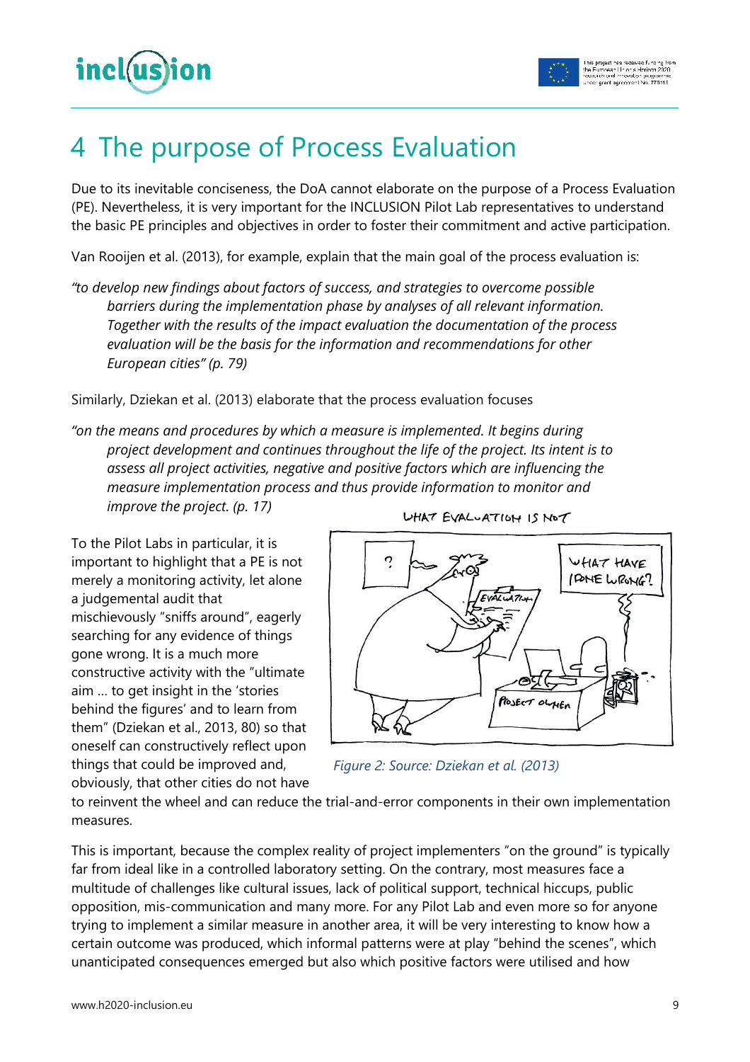# 4 The purpose of Process Evaluation

Due to its inevitable conciseness, the DoA cannot elaborate on the purpose of a Process Evaluation (PE). Nevertheless, it is very important for the INCLUSION Pilot Lab representatives to understand the basic PE principles and objectives in order to foster their commitment and active participation.

Van Rooijen et al. (2013), for example, explain that the main goal of the process evaluation is:

> *"to develop new findings about factors of success, and strategies to overcome possible barriers during the implementation phase by analyses of all relevant information. Together with the results of the impact evaluation the documentation of the process evaluation will be the basis for the information and recommendations for other European cities" (p. 79)*

Similarly, Dziekan et al. (2013) elaborate that the process evaluation focuses

> *"on the means and procedures by which a measure is implemented. It begins during project development and continues throughout the life of the project. Its intent is to assess all project activities, negative and positive factors which are influencing the measure implementation process and thus provide information to monitor and improve the project. (p. 17)*

To the Pilot Labs in particular, it is important to highlight that a PE is not merely a monitoring activity, let alone a judgemental audit that mischievously "sniffs around", eagerly searching for any evidence of things gone wrong. It is a much more constructive activity with the "ultimate aim … to get insight in the 'stories behind the figures' and to learn from them" (Dziekan et al., 2013, 80) so that oneself can constructively reflect upon things that could be improved and, obviously, that other cities do not have to reinvent the wheel and can reduce the trial-and-error components in their own implementation measures.

*Figure 2: Source: Dziekan et al. (2013)*

This is important, because the complex reality of project implementers "on the ground" is typically far from ideal like in a controlled laboratory setting. On the contrary, most measures face a multitude of challenges like cultural issues, lack of political support, technical hiccups, public opposition, mis-communication and many more. For any Pilot Lab and even more so for anyone trying to implement a similar measure in another area, it will be very interesting to know how a certain outcome was produced, which informal patterns were at play "behind the scenes", which unanticipated consequences emerged but also which positive factors were utilised and how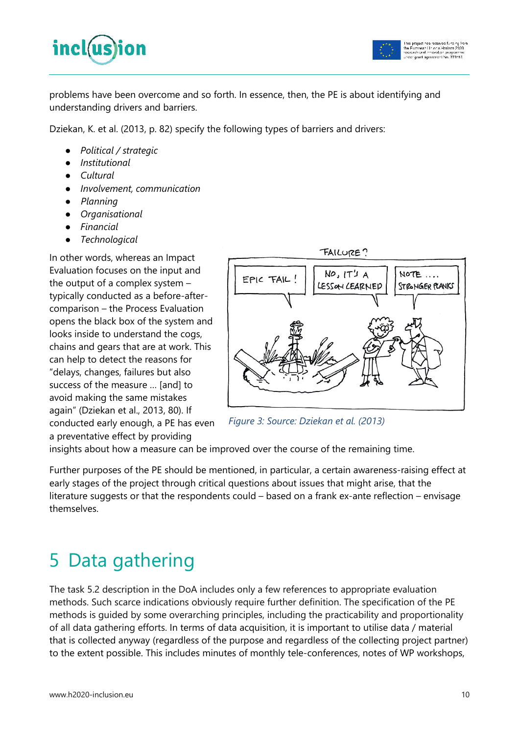problems have been overcome and so forth. In essence, then, the PE is about identifying and understanding drivers and barriers.

Dziekan, K. et al. (2013, p. 82) specify the following types of barriers and drivers:

- *Political / strategic*
- *Institutional*
- *Cultural*
- *Involvement, communication*
- *Planning*
- *Organisational*
- *Financial*
- *Technological*

In other words, whereas an Impact Evaluation focuses on the input and the output of a complex system – typically conducted as a before-after-comparison – the Process Evaluation opens the black box of the system and looks inside to understand the cogs, chains and gears that are at work. This can help to detect the reasons for "delays, changes, failures but also success of the measure … [and] to avoid making the same mistakes again" (Dziekan et al., 2013, 80). If conducted early enough, a PE has even a preventative effect by providing insights about how a measure can be improved over the course of the remaining time.

*Figure 3: Source: Dziekan et al. (2013)*

Further purposes of the PE should be mentioned, in particular, a certain awareness-raising effect at early stages of the project through critical questions about issues that might arise, that the literature suggests or that the respondents could – based on a frank ex-ante reflection – envisage themselves.

# 5 Data gathering

The task 5.2 description in the DoA includes only a few references to appropriate evaluation methods. Such scarce indications obviously require further definition. The specification of the PE methods is guided by some overarching principles, including the practicability and proportionality of all data gathering efforts. In terms of data acquisition, it is important to utilise data / material that is collected anyway (regardless of the purpose and regardless of the collecting project partner) to the extent possible. This includes minutes of monthly tele-conferences, notes of WP workshops,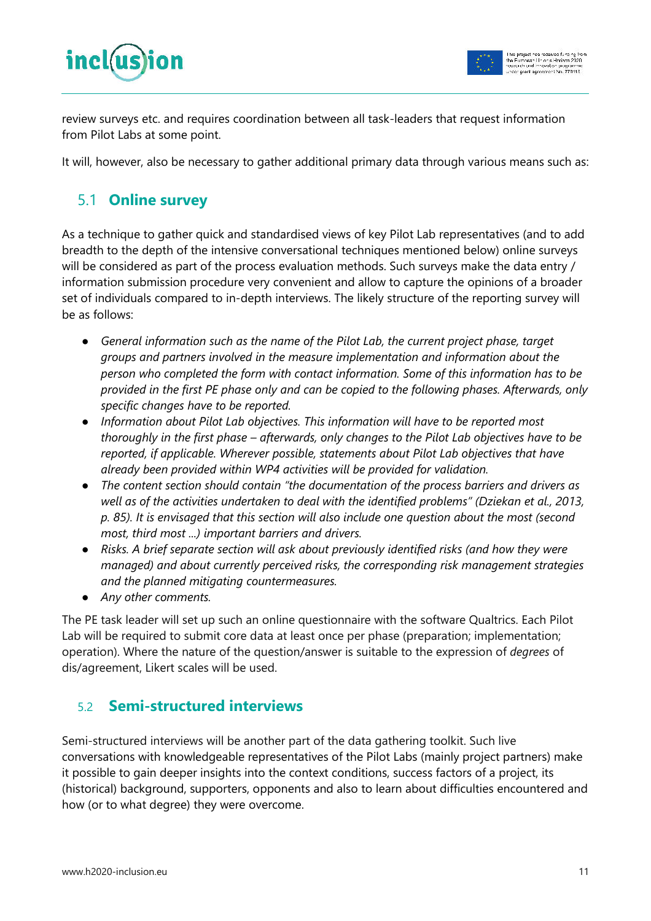review surveys etc. and requires coordination between all task-leaders that request information from Pilot Labs at some point.

It will, however, also be necessary to gather additional primary data through various means such as:

## 5.1 Online survey

As a technique to gather quick and standardised views of key Pilot Lab representatives (and to add breadth to the depth of the intensive conversational techniques mentioned below) online surveys will be considered as part of the process evaluation methods. Such surveys make the data entry / information submission procedure very convenient and allow to capture the opinions of a broader set of individuals compared to in-depth interviews. The likely structure of the reporting survey will be as follows:

- *General information such as the name of the Pilot Lab, the current project phase, target groups and partners involved in the measure implementation and information about the person who completed the form with contact information. Some of this information has to be provided in the first PE phase only and can be copied to the following phases. Afterwards, only specific changes have to be reported.*
- *Information about Pilot Lab objectives. This information will have to be reported most thoroughly in the first phase – afterwards, only changes to the Pilot Lab objectives have to be reported, if applicable. Wherever possible, statements about Pilot Lab objectives that have already been provided within WP4 activities will be provided for validation.*
- *The content section should contain "the documentation of the process barriers and drivers as well as of the activities undertaken to deal with the identified problems" (Dziekan et al., 2013, p. 85). It is envisaged that this section will also include one question about the most (second most, third most ...) important barriers and drivers.*
- *Risks. A brief separate section will ask about previously identified risks (and how they were managed) and about currently perceived risks, the corresponding risk management strategies and the planned mitigating countermeasures.*
- *Any other comments.*

The PE task leader will set up such an online questionnaire with the software Qualtrics. Each Pilot Lab will be required to submit core data at least once per phase (preparation; implementation; operation). Where the nature of the question/answer is suitable to the expression of *degrees* of dis/agreement, Likert scales will be used.

## 5.2 Semi-structured interviews

Semi-structured interviews will be another part of the data gathering toolkit. Such live conversations with knowledgeable representatives of the Pilot Labs (mainly project partners) make it possible to gain deeper insights into the context conditions, success factors of a project, its (historical) background, supporters, opponents and also to learn about difficulties encountered and how (or to what degree) they were overcome.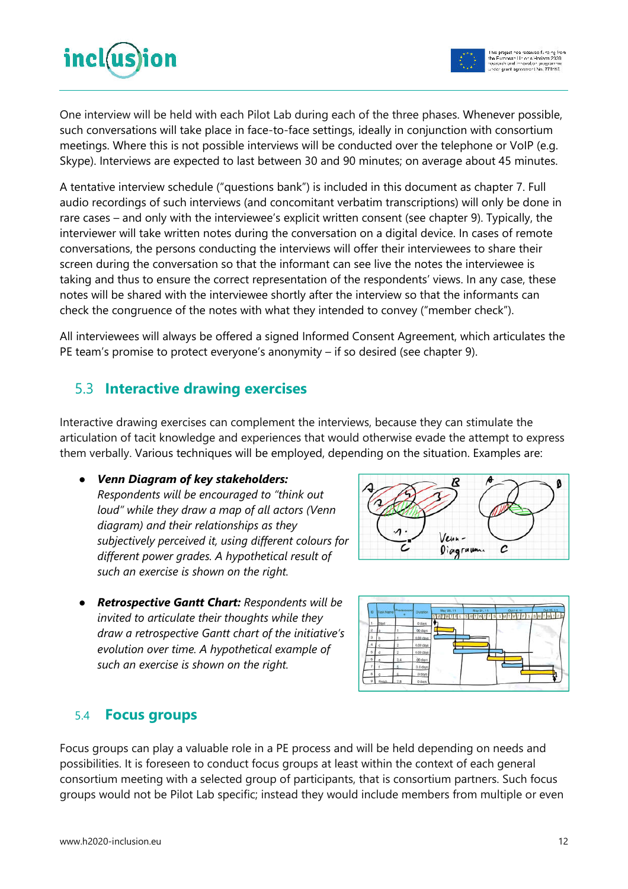One interview will be held with each Pilot Lab during each of the three phases. Whenever possible, such conversations will take place in face-to-face settings, ideally in conjunction with consortium meetings. Where this is not possible interviews will be conducted over the telephone or VoIP (e.g. Skype). Interviews are expected to last between 30 and 90 minutes; on average about 45 minutes.

A tentative interview schedule ("questions bank") is included in this document as chapter 7. Full audio recordings of such interviews (and concomitant verbatim transcriptions) will only be done in rare cases – and only with the interviewee's explicit written consent (see chapter 9). Typically, the interviewer will take written notes during the conversation on a digital device. In cases of remote conversations, the persons conducting the interviews will offer their interviewees to share their screen during the conversation so that the informant can see live the notes the interviewee is taking and thus to ensure the correct representation of the respondents' views. In any case, these notes will be shared with the interviewee shortly after the interview so that the informants can check the congruence of the notes with what they intended to convey ("member check").

All interviewees will always be offered a signed Informed Consent Agreement, which articulates the PE team's promise to protect everyone's anonymity – if so desired (see chapter 9).

## 5.3 Interactive drawing exercises

Interactive drawing exercises can complement the interviews, because they can stimulate the articulation of tacit knowledge and experiences that would otherwise evade the attempt to express them verbally. Various techniques will be employed, depending on the situation. Examples are:

- ***Venn Diagram of key stakeholders:*** *Respondents will be encouraged to "think out loud" while they draw a map of all actors (Venn diagram) and their relationships as they subjectively perceived it, using different colours for different power grades. A hypothetical result of such an exercise is shown on the right.*

- ***Retrospective Gantt Chart:*** *Respondents will be invited to articulate their thoughts while they draw a retrospective Gantt chart of the initiative's evolution over time. A hypothetical example of such an exercise is shown on the right.*

## 5.4 Focus groups

Focus groups can play a valuable role in a PE process and will be held depending on needs and possibilities. It is foreseen to conduct focus groups at least within the context of each general consortium meeting with a selected group of participants, that is consortium partners. Such focus groups would not be Pilot Lab specific; instead they would include members from multiple or even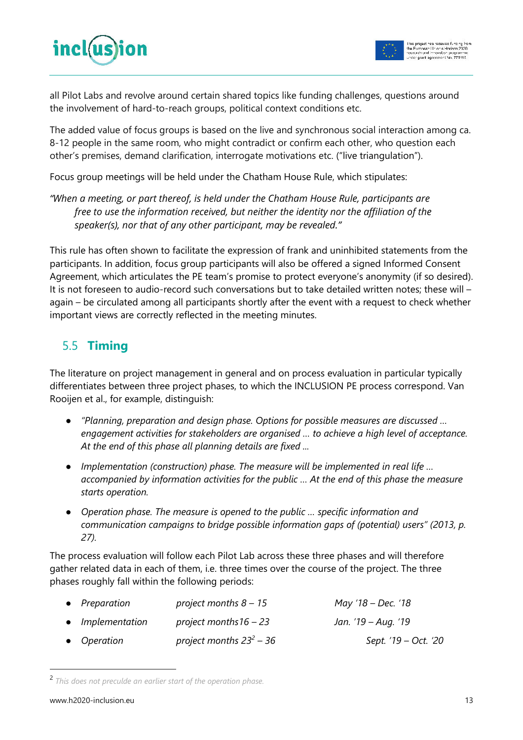all Pilot Labs and revolve around certain shared topics like funding challenges, questions around the involvement of hard-to-reach groups, political context conditions etc.

The added value of focus groups is based on the live and synchronous social interaction among ca. 8-12 people in the same room, who might contradict or confirm each other, who question each other's premises, demand clarification, interrogate motivations etc. ("live triangulation").

Focus group meetings will be held under the Chatham House Rule, which stipulates:

*"When a meeting, or part thereof, is held under the Chatham House Rule, participants are free to use the information received, but neither the identity nor the affiliation of the speaker(s), nor that of any other participant, may be revealed."*

This rule has often shown to facilitate the expression of frank and uninhibited statements from the participants. In addition, focus group participants will also be offered a signed Informed Consent Agreement, which articulates the PE team's promise to protect everyone's anonymity (if so desired). It is not foreseen to audio-record such conversations but to take detailed written notes; these will – again – be circulated among all participants shortly after the event with a request to check whether important views are correctly reflected in the meeting minutes.

## 5.5 Timing

The literature on project management in general and on process evaluation in particular typically differentiates between three project phases, to which the INCLUSION PE process correspond. Van Rooijen et al., for example, distinguish:

- *"Planning, preparation and design phase. Options for possible measures are discussed … engagement activities for stakeholders are organised … to achieve a high level of acceptance. At the end of this phase all planning details are fixed …*
- *Implementation (construction) phase. The measure will be implemented in real life … accompanied by information activities for the public … At the end of this phase the measure starts operation.*
- *Operation phase. The measure is opened to the public … specific information and communication campaigns to bridge possible information gaps of (potential) users" (2013, p. 27).*

The process evaluation will follow each Pilot Lab across these three phases and will therefore gather related data in each of them, i.e. three times over the course of the project. The three phases roughly fall within the following periods:

- *Preparation* — *project months 8 – 15* — *May '18 – Dec. '18*
- *Implementation* — *project months16 – 23* — *Jan. '19 – Aug. '19*
- *Operation* — *project months 23*[2] *– 36* — *Sept. '19 – Oct. '20*

[2] *This does not preculde an earlier start of the operation phase.*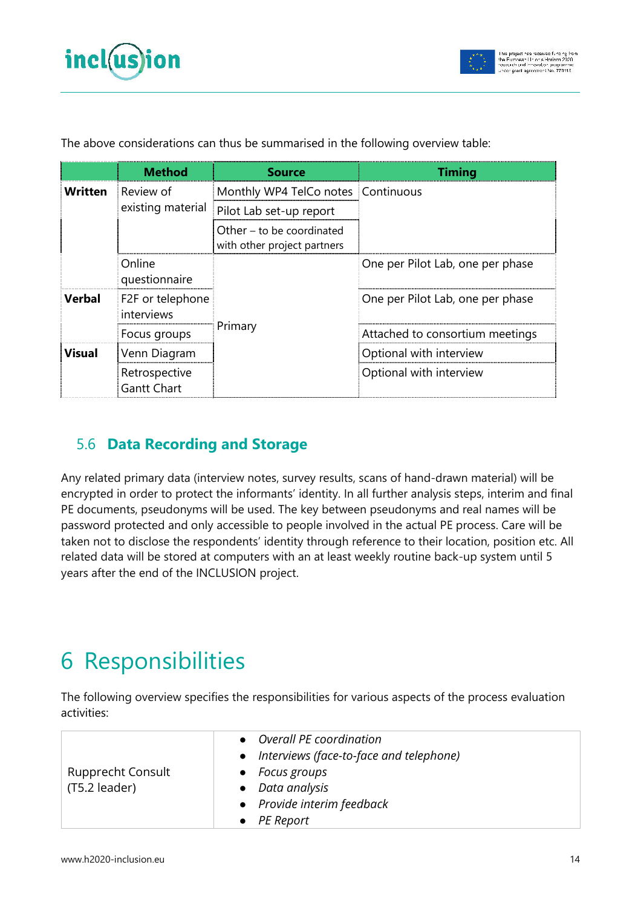The above considerations can thus be summarised in the following overview table:

| | Method | Source | Timing |
|---|---|---|---|
| **Written** | Review of existing material | Monthly WP4 TelCo notes | Continuous |
| | | Pilot Lab set-up report | |
| | | Other – to be coordinated with other project partners | |
| | Online questionnaire | Primary | One per Pilot Lab, one per phase |
| **Verbal** | F2F or telephone interviews | | One per Pilot Lab, one per phase |
| | Focus groups | | Attached to consortium meetings |
| **Visual** | Venn Diagram | | Optional with interview |
| | Retrospective Gantt Chart | | Optional with interview |

## 5.6 Data Recording and Storage

Any related primary data (interview notes, survey results, scans of hand-drawn material) will be encrypted in order to protect the informants' identity. In all further analysis steps, interim and final PE documents, pseudonyms will be used. The key between pseudonyms and real names will be password protected and only accessible to people involved in the actual PE process. Care will be taken not to disclose the respondents' identity through reference to their location, position etc. All related data will be stored at computers with an at least weekly routine back-up system until 5 years after the end of the INCLUSION project.

# 6 Responsibilities

The following overview specifies the responsibilities for various aspects of the process evaluation activities:

| | |
|---|---|
| Rupprecht Consult (T5.2 leader) | • *Overall PE coordination*<br>• *Interviews (face-to-face and telephone)*<br>• *Focus groups*<br>• *Data analysis*<br>• *Provide interim feedback*<br>• *PE Report* |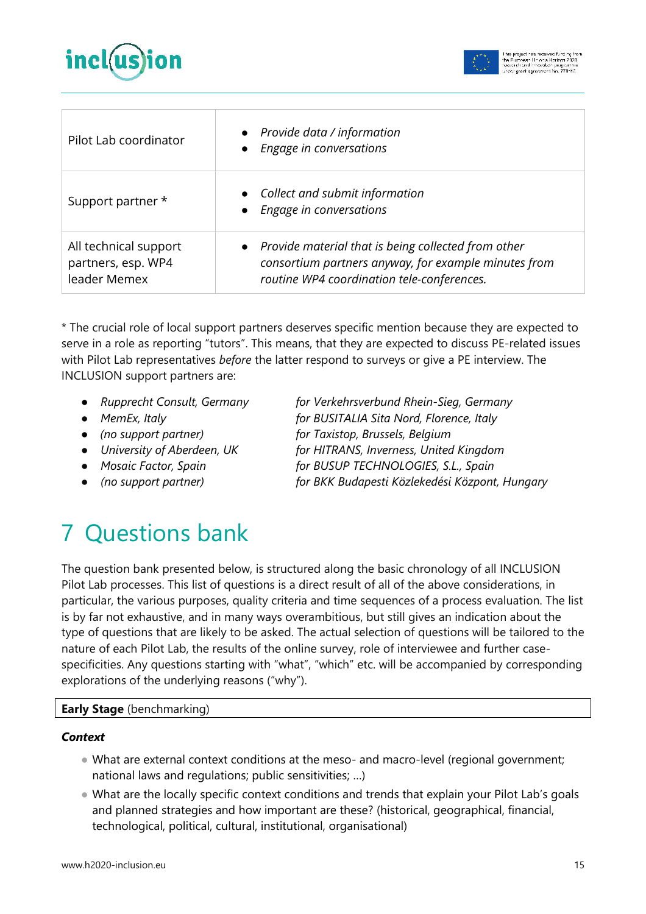| | |
|---|---|
| Pilot Lab coordinator | • *Provide data / information*<br>• *Engage in conversations* |
| Support partner * | • *Collect and submit information*<br>• *Engage in conversations* |
| All technical support partners, esp. WP4 leader Memex | • *Provide material that is being collected from other consortium partners anyway, for example minutes from routine WP4 coordination tele-conferences.* |

* The crucial role of local support partners deserves specific mention because they are expected to serve in a role as reporting "tutors". This means, that they are expected to discuss PE-related issues with Pilot Lab representatives *before* the latter respond to surveys or give a PE interview. The INCLUSION support partners are:

- *Rupprecht Consult, Germany* — *for Verkehrsverbund Rhein-Sieg, Germany*
- *MemEx, Italy* — *for BUSITALIA Sita Nord, Florence, Italy*
- *(no support partner)* — *for Taxistop, Brussels, Belgium*
- *University of Aberdeen, UK* — *for HITRANS, Inverness, United Kingdom*
- *Mosaic Factor, Spain* — *for BUSUP TECHNOLOGIES, S.L., Spain*
- *(no support partner)* — *for BKK Budapesti Közlekedési Központ, Hungary*

# 7 Questions bank

The question bank presented below, is structured along the basic chronology of all INCLUSION Pilot Lab processes. This list of questions is a direct result of all of the above considerations, in particular, the various purposes, quality criteria and time sequences of a process evaluation. The list is by far not exhaustive, and in many ways overambitious, but still gives an indication about the type of questions that are likely to be asked. The actual selection of questions will be tailored to the nature of each Pilot Lab, the results of the online survey, role of interviewee and further case-specificities. Any questions starting with "what", "which" etc. will be accompanied by corresponding explorations of the underlying reasons ("why").

**Early Stage** (benchmarking)

***Context***

- What are external context conditions at the meso- and macro-level (regional government; national laws and regulations; public sensitivities; ...)
- What are the locally specific context conditions and trends that explain your Pilot Lab's goals and planned strategies and how important are these? (historical, geographical, financial, technological, political, cultural, institutional, organisational)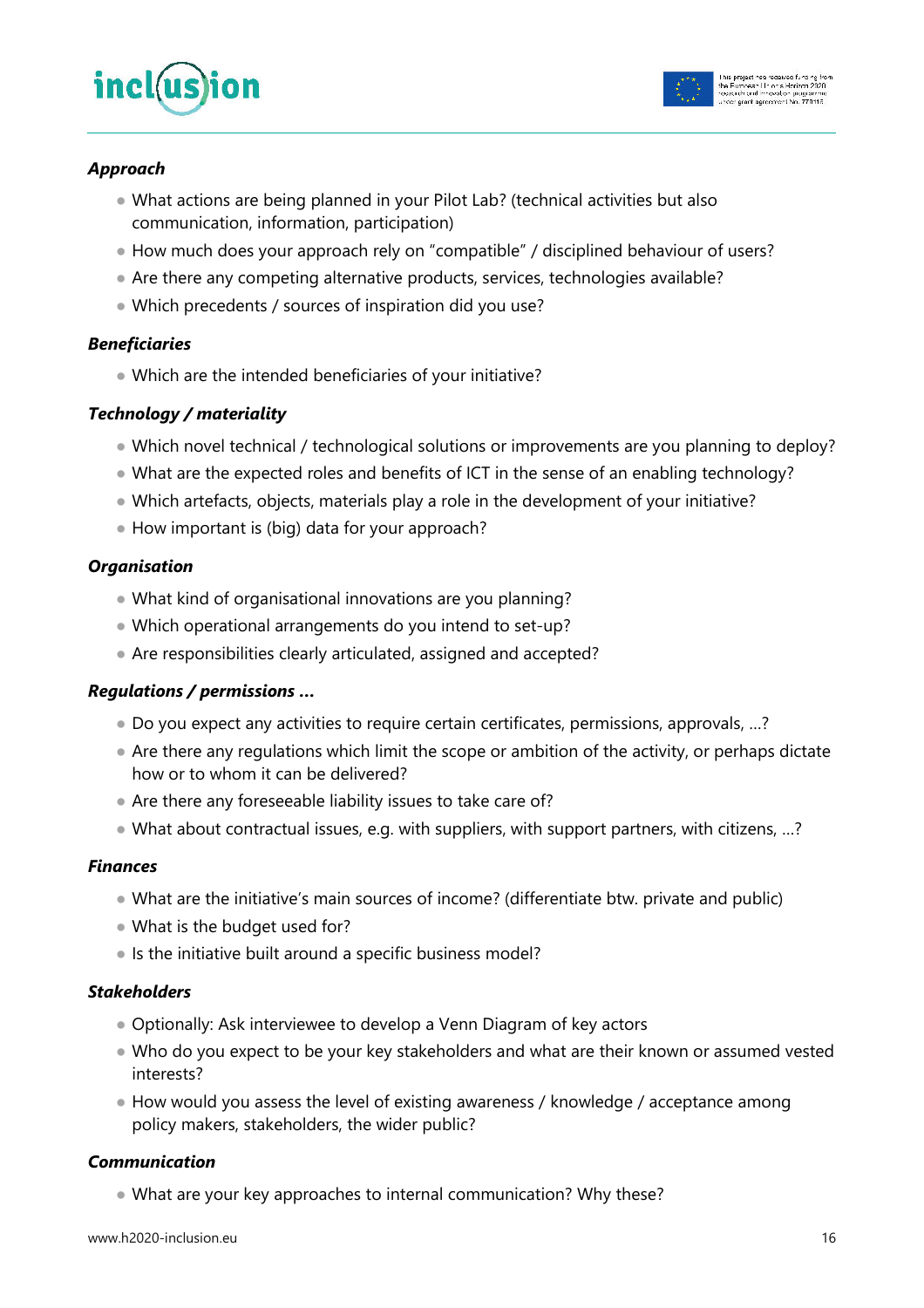***Approach***

- What actions are being planned in your Pilot Lab? (technical activities but also communication, information, participation)
- How much does your approach rely on "compatible" / disciplined behaviour of users?
- Are there any competing alternative products, services, technologies available?
- Which precedents / sources of inspiration did you use?

***Beneficiaries***

- Which are the intended beneficiaries of your initiative?

***Technology / materiality***

- Which novel technical / technological solutions or improvements are you planning to deploy?
- What are the expected roles and benefits of ICT in the sense of an enabling technology?
- Which artefacts, objects, materials play a role in the development of your initiative?
- How important is (big) data for your approach?

***Organisation***

- What kind of organisational innovations are you planning?
- Which operational arrangements do you intend to set-up?
- Are responsibilities clearly articulated, assigned and accepted?

***Regulations / permissions …***

- Do you expect any activities to require certain certificates, permissions, approvals, …?
- Are there any regulations which limit the scope or ambition of the activity, or perhaps dictate how or to whom it can be delivered?
- Are there any foreseeable liability issues to take care of?
- What about contractual issues, e.g. with suppliers, with support partners, with citizens, …?

***Finances***

- What are the initiative's main sources of income? (differentiate btw. private and public)
- What is the budget used for?
- Is the initiative built around a specific business model?

***Stakeholders***

- Optionally: Ask interviewee to develop a Venn Diagram of key actors
- Who do you expect to be your key stakeholders and what are their known or assumed vested interests?
- How would you assess the level of existing awareness / knowledge / acceptance among policy makers, stakeholders, the wider public?

***Communication***

- What are your key approaches to internal communication? Why these?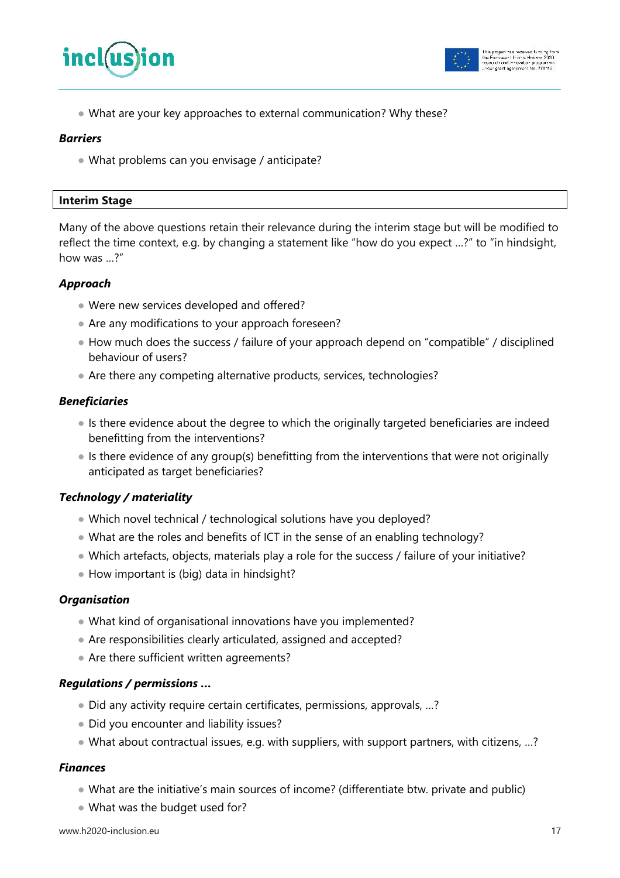- What are your key approaches to external communication? Why these?

***Barriers***

- What problems can you envisage / anticipate?

**Interim Stage**

Many of the above questions retain their relevance during the interim stage but will be modified to reflect the time context, e.g. by changing a statement like "how do you expect …?" to "in hindsight, how was …?"

***Approach***

- Were new services developed and offered?
- Are any modifications to your approach foreseen?
- How much does the success / failure of your approach depend on "compatible" / disciplined behaviour of users?
- Are there any competing alternative products, services, technologies?

***Beneficiaries***

- Is there evidence about the degree to which the originally targeted beneficiaries are indeed benefitting from the interventions?
- Is there evidence of any group(s) benefitting from the interventions that were not originally anticipated as target beneficiaries?

***Technology / materiality***

- Which novel technical / technological solutions have you deployed?
- What are the roles and benefits of ICT in the sense of an enabling technology?
- Which artefacts, objects, materials play a role for the success / failure of your initiative?
- How important is (big) data in hindsight?

***Organisation***

- What kind of organisational innovations have you implemented?
- Are responsibilities clearly articulated, assigned and accepted?
- Are there sufficient written agreements?

***Regulations / permissions …***

- Did any activity require certain certificates, permissions, approvals, …?
- Did you encounter and liability issues?
- What about contractual issues, e.g. with suppliers, with support partners, with citizens, …?

***Finances***

- What are the initiative's main sources of income? (differentiate btw. private and public)
- What was the budget used for?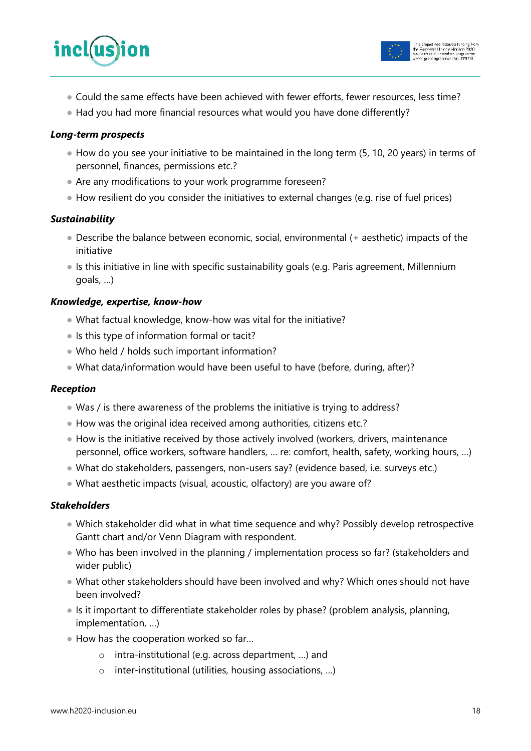- Could the same effects have been achieved with fewer efforts, fewer resources, less time?
- Had you had more financial resources what would you have done differently?

***Long-term prospects***

- How do you see your initiative to be maintained in the long term (5, 10, 20 years) in terms of personnel, finances, permissions etc.?
- Are any modifications to your work programme foreseen?
- How resilient do you consider the initiatives to external changes (e.g. rise of fuel prices)

***Sustainability***

- Describe the balance between economic, social, environmental (+ aesthetic) impacts of the initiative
- Is this initiative in line with specific sustainability goals (e.g. Paris agreement, Millennium goals, …)

***Knowledge, expertise, know-how***

- What factual knowledge, know-how was vital for the initiative?
- Is this type of information formal or tacit?
- Who held / holds such important information?
- What data/information would have been useful to have (before, during, after)?

***Reception***

- Was / is there awareness of the problems the initiative is trying to address?
- How was the original idea received among authorities, citizens etc.?
- How is the initiative received by those actively involved (workers, drivers, maintenance personnel, office workers, software handlers, … re: comfort, health, safety, working hours, …)
- What do stakeholders, passengers, non-users say? (evidence based, i.e. surveys etc.)
- What aesthetic impacts (visual, acoustic, olfactory) are you aware of?

***Stakeholders***

- Which stakeholder did what in what time sequence and why? Possibly develop retrospective Gantt chart and/or Venn Diagram with respondent.
- Who has been involved in the planning / implementation process so far? (stakeholders and wider public)
- What other stakeholders should have been involved and why? Which ones should not have been involved?
- Is it important to differentiate stakeholder roles by phase? (problem analysis, planning, implementation, …)
- How has the cooperation worked so far…
    - intra-institutional (e.g. across department, …) and
    - inter-institutional (utilities, housing associations, …)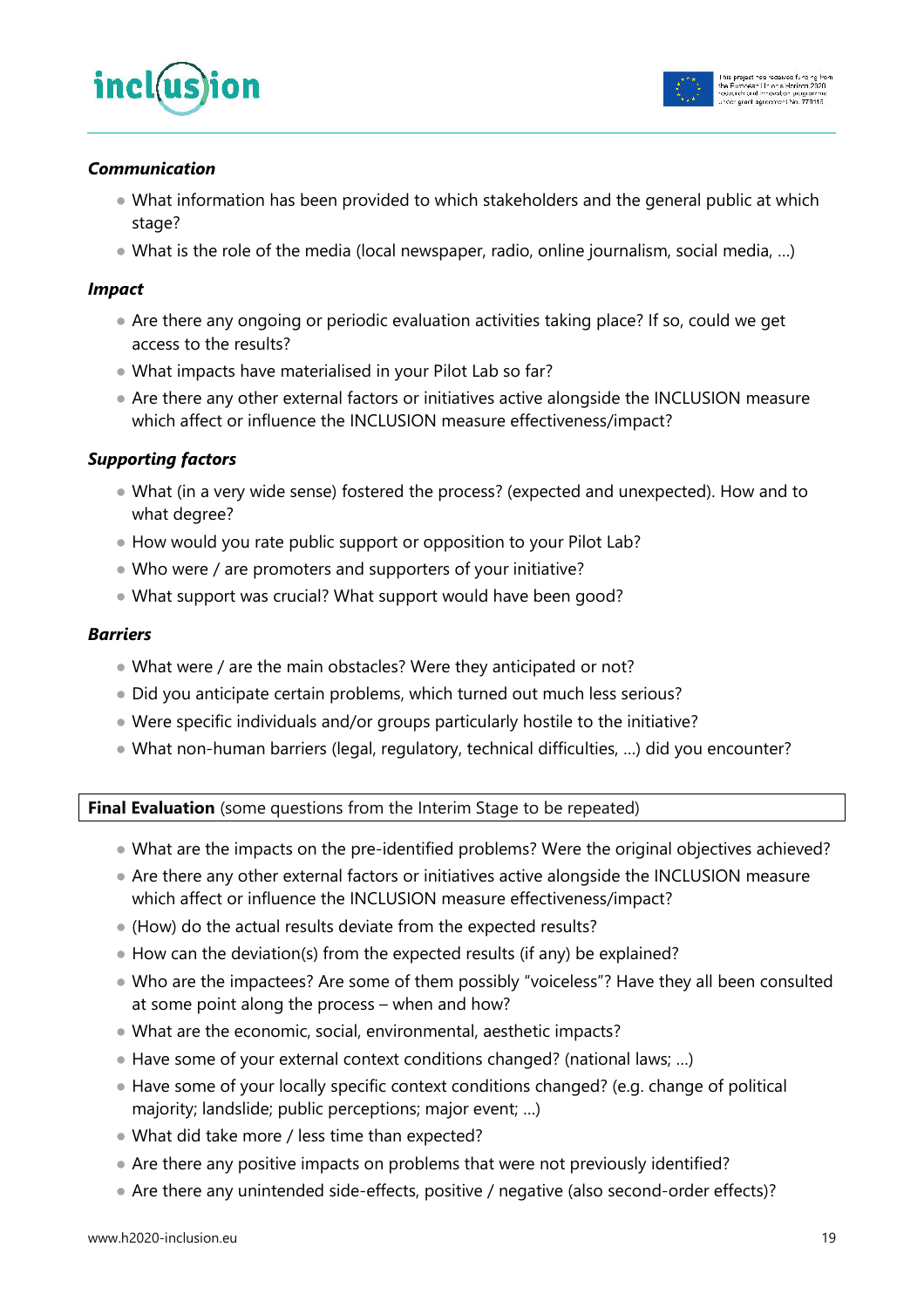***Communication***

- What information has been provided to which stakeholders and the general public at which stage?
- What is the role of the media (local newspaper, radio, online journalism, social media, …)

***Impact***

- Are there any ongoing or periodic evaluation activities taking place? If so, could we get access to the results?
- What impacts have materialised in your Pilot Lab so far?
- Are there any other external factors or initiatives active alongside the INCLUSION measure which affect or influence the INCLUSION measure effectiveness/impact?

***Supporting factors***

- What (in a very wide sense) fostered the process? (expected and unexpected). How and to what degree?
- How would you rate public support or opposition to your Pilot Lab?
- Who were / are promoters and supporters of your initiative?
- What support was crucial? What support would have been good?

***Barriers***

- What were / are the main obstacles? Were they anticipated or not?
- Did you anticipate certain problems, which turned out much less serious?
- Were specific individuals and/or groups particularly hostile to the initiative?
- What non-human barriers (legal, regulatory, technical difficulties, …) did you encounter?

**Final Evaluation** (some questions from the Interim Stage to be repeated)

- What are the impacts on the pre-identified problems? Were the original objectives achieved?
- Are there any other external factors or initiatives active alongside the INCLUSION measure which affect or influence the INCLUSION measure effectiveness/impact?
- (How) do the actual results deviate from the expected results?
- How can the deviation(s) from the expected results (if any) be explained?
- Who are the impactees? Are some of them possibly "voiceless"? Have they all been consulted at some point along the process – when and how?
- What are the economic, social, environmental, aesthetic impacts?
- Have some of your external context conditions changed? (national laws; …)
- Have some of your locally specific context conditions changed? (e.g. change of political majority; landslide; public perceptions; major event; …)
- What did take more / less time than expected?
- Are there any positive impacts on problems that were not previously identified?
- Are there any unintended side-effects, positive / negative (also second-order effects)?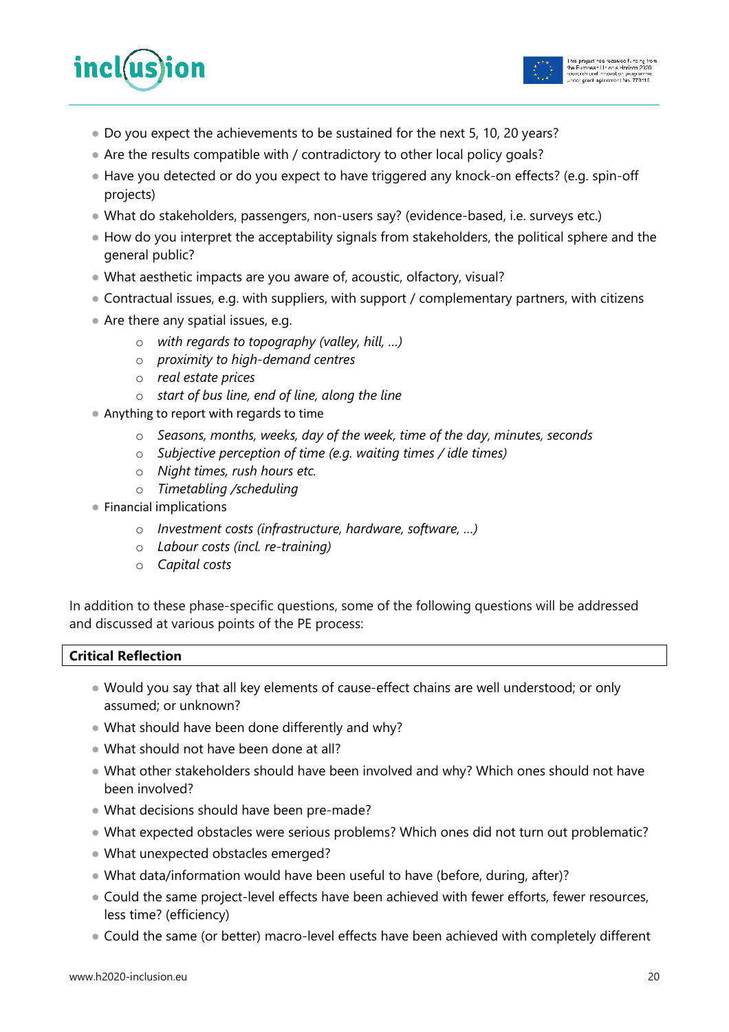- Do you expect the achievements to be sustained for the next 5, 10, 20 years?
- Are the results compatible with / contradictory to other local policy goals?
- Have you detected or do you expect to have triggered any knock-on effects? (e.g. spin-off projects)
- What do stakeholders, passengers, non-users say? (evidence-based, i.e. surveys etc.)
- How do you interpret the acceptability signals from stakeholders, the political sphere and the general public?
- What aesthetic impacts are you aware of, acoustic, olfactory, visual?
- Contractual issues, e.g. with suppliers, with support / complementary partners, with citizens
- Are there any spatial issues, e.g.
    - *with regards to topography (valley, hill, …)*
    - *proximity to high-demand centres*
    - *real estate prices*
    - *start of bus line, end of line, along the line*
- Anything to report with regards to time
    - *Seasons, months, weeks, day of the week, time of the day, minutes, seconds*
    - *Subjective perception of time (e.g. waiting times / idle times)*
    - *Night times, rush hours etc.*
    - *Timetabling /scheduling*
- Financial implications
    - *Investment costs (infrastructure, hardware, software, …)*
    - *Labour costs (incl. re-training)*
    - *Capital costs*

In addition to these phase-specific questions, some of the following questions will be addressed and discussed at various points of the PE process:

**Critical Reflection**

- Would you say that all key elements of cause-effect chains are well understood; or only assumed; or unknown?
- What should have been done differently and why?
- What should not have been done at all?
- What other stakeholders should have been involved and why? Which ones should not have been involved?
- What decisions should have been pre-made?
- What expected obstacles were serious problems? Which ones did not turn out problematic?
- What unexpected obstacles emerged?
- What data/information would have been useful to have (before, during, after)?
- Could the same project-level effects have been achieved with fewer efforts, fewer resources, less time? (efficiency)
- Could the same (or better) macro-level effects have been achieved with completely different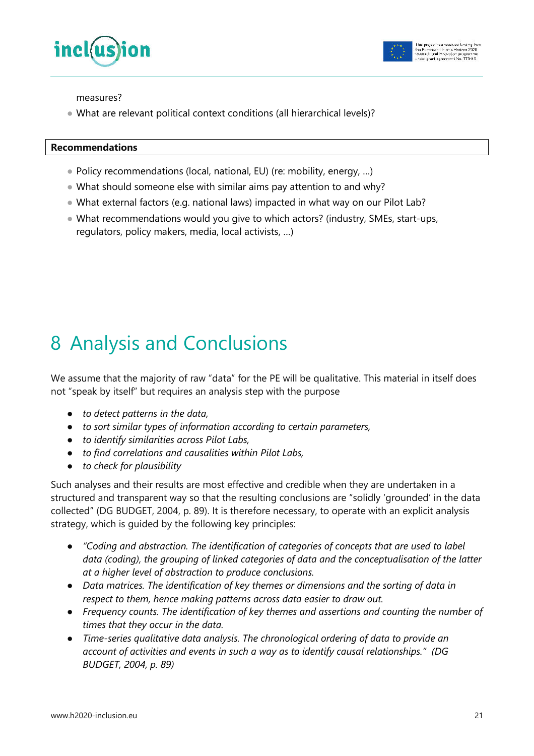measures?

- What are relevant political context conditions (all hierarchical levels)?

**Recommendations**

- Policy recommendations (local, national, EU) (re: mobility, energy, …)
- What should someone else with similar aims pay attention to and why?
- What external factors (e.g. national laws) impacted in what way on our Pilot Lab?
- What recommendations would you give to which actors? (industry, SMEs, start-ups, regulators, policy makers, media, local activists, …)

# 8 Analysis and Conclusions

We assume that the majority of raw "data" for the PE will be qualitative. This material in itself does not "speak by itself" but requires an analysis step with the purpose

- *to detect patterns in the data,*
- *to sort similar types of information according to certain parameters,*
- *to identify similarities across Pilot Labs,*
- *to find correlations and causalities within Pilot Labs,*
- *to check for plausibility*

Such analyses and their results are most effective and credible when they are undertaken in a structured and transparent way so that the resulting conclusions are "solidly 'grounded' in the data collected" (DG BUDGET, 2004, p. 89). It is therefore necessary, to operate with an explicit analysis strategy, which is guided by the following key principles:

- *"Coding and abstraction. The identification of categories of concepts that are used to label data (coding), the grouping of linked categories of data and the conceptualisation of the latter at a higher level of abstraction to produce conclusions.*
- *Data matrices. The identification of key themes or dimensions and the sorting of data in respect to them, hence making patterns across data easier to draw out.*
- *Frequency counts. The identification of key themes and assertions and counting the number of times that they occur in the data.*
- *Time-series qualitative data analysis. The chronological ordering of data to provide an account of activities and events in such a way as to identify causal relationships." (DG BUDGET, 2004, p. 89)*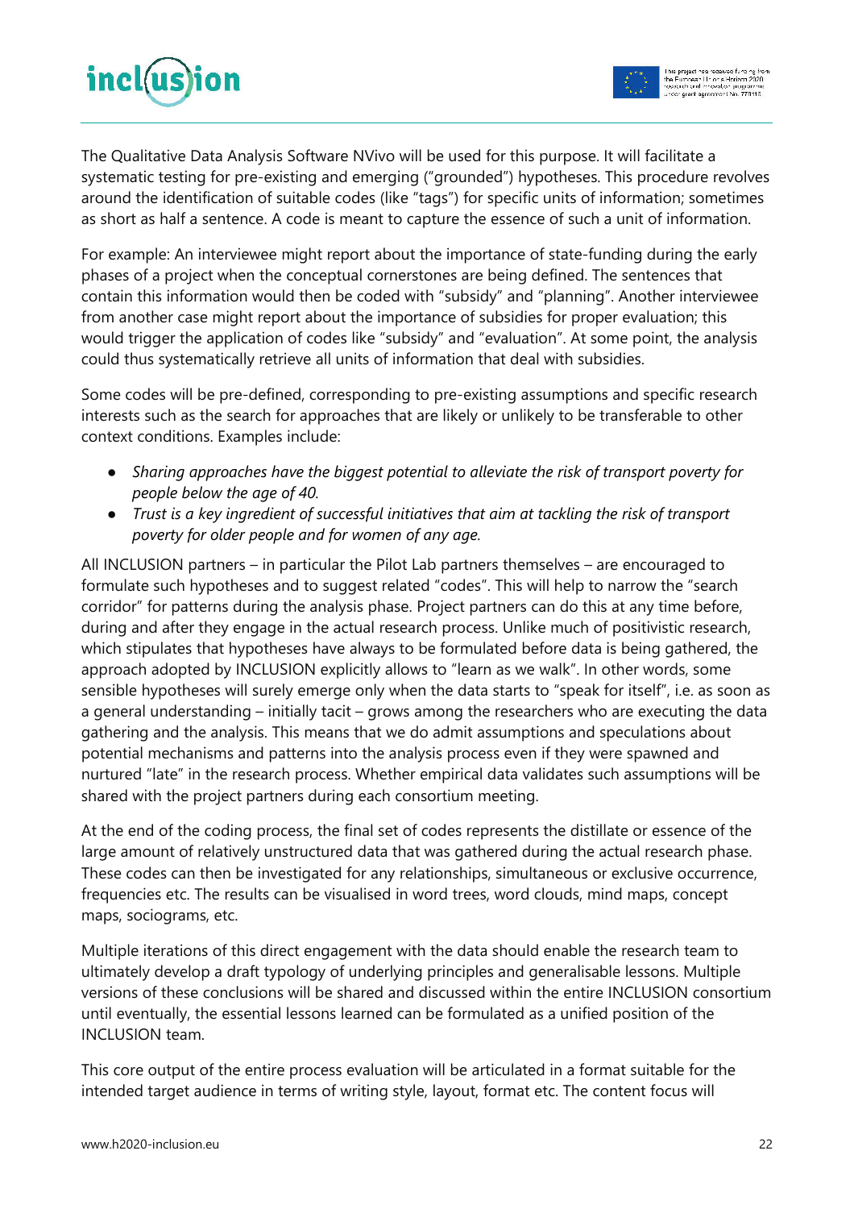The Qualitative Data Analysis Software NVivo will be used for this purpose. It will facilitate a systematic testing for pre-existing and emerging ("grounded") hypotheses. This procedure revolves around the identification of suitable codes (like "tags") for specific units of information; sometimes as short as half a sentence. A code is meant to capture the essence of such a unit of information.

For example: An interviewee might report about the importance of state-funding during the early phases of a project when the conceptual cornerstones are being defined. The sentences that contain this information would then be coded with "subsidy" and "planning". Another interviewee from another case might report about the importance of subsidies for proper evaluation; this would trigger the application of codes like "subsidy" and "evaluation". At some point, the analysis could thus systematically retrieve all units of information that deal with subsidies.

Some codes will be pre-defined, corresponding to pre-existing assumptions and specific research interests such as the search for approaches that are likely or unlikely to be transferable to other context conditions. Examples include:

- *Sharing approaches have the biggest potential to alleviate the risk of transport poverty for people below the age of 40.*
- *Trust is a key ingredient of successful initiatives that aim at tackling the risk of transport poverty for older people and for women of any age.*

All INCLUSION partners – in particular the Pilot Lab partners themselves – are encouraged to formulate such hypotheses and to suggest related "codes". This will help to narrow the "search corridor" for patterns during the analysis phase. Project partners can do this at any time before, during and after they engage in the actual research process. Unlike much of positivistic research, which stipulates that hypotheses have always to be formulated before data is being gathered, the approach adopted by INCLUSION explicitly allows to "learn as we walk". In other words, some sensible hypotheses will surely emerge only when the data starts to "speak for itself", i.e. as soon as a general understanding – initially tacit – grows among the researchers who are executing the data gathering and the analysis. This means that we do admit assumptions and speculations about potential mechanisms and patterns into the analysis process even if they were spawned and nurtured "late" in the research process. Whether empirical data validates such assumptions will be shared with the project partners during each consortium meeting.

At the end of the coding process, the final set of codes represents the distillate or essence of the large amount of relatively unstructured data that was gathered during the actual research phase. These codes can then be investigated for any relationships, simultaneous or exclusive occurrence, frequencies etc. The results can be visualised in word trees, word clouds, mind maps, concept maps, sociograms, etc.

Multiple iterations of this direct engagement with the data should enable the research team to ultimately develop a draft typology of underlying principles and generalisable lessons. Multiple versions of these conclusions will be shared and discussed within the entire INCLUSION consortium until eventually, the essential lessons learned can be formulated as a unified position of the INCLUSION team.

This core output of the entire process evaluation will be articulated in a format suitable for the intended target audience in terms of writing style, layout, format etc. The content focus will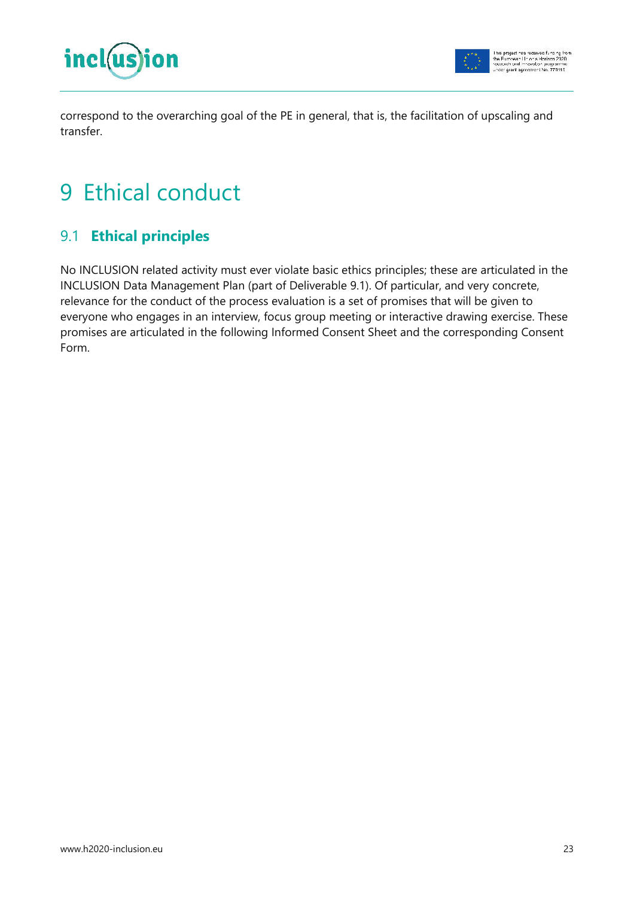correspond to the overarching goal of the PE in general, that is, the facilitation of upscaling and transfer.

# 9 Ethical conduct

## 9.1 Ethical principles

No INCLUSION related activity must ever violate basic ethics principles; these are articulated in the INCLUSION Data Management Plan (part of Deliverable 9.1). Of particular, and very concrete, relevance for the conduct of the process evaluation is a set of promises that will be given to everyone who engages in an interview, focus group meeting or interactive drawing exercise. These promises are articulated in the following Informed Consent Sheet and the corresponding Consent Form.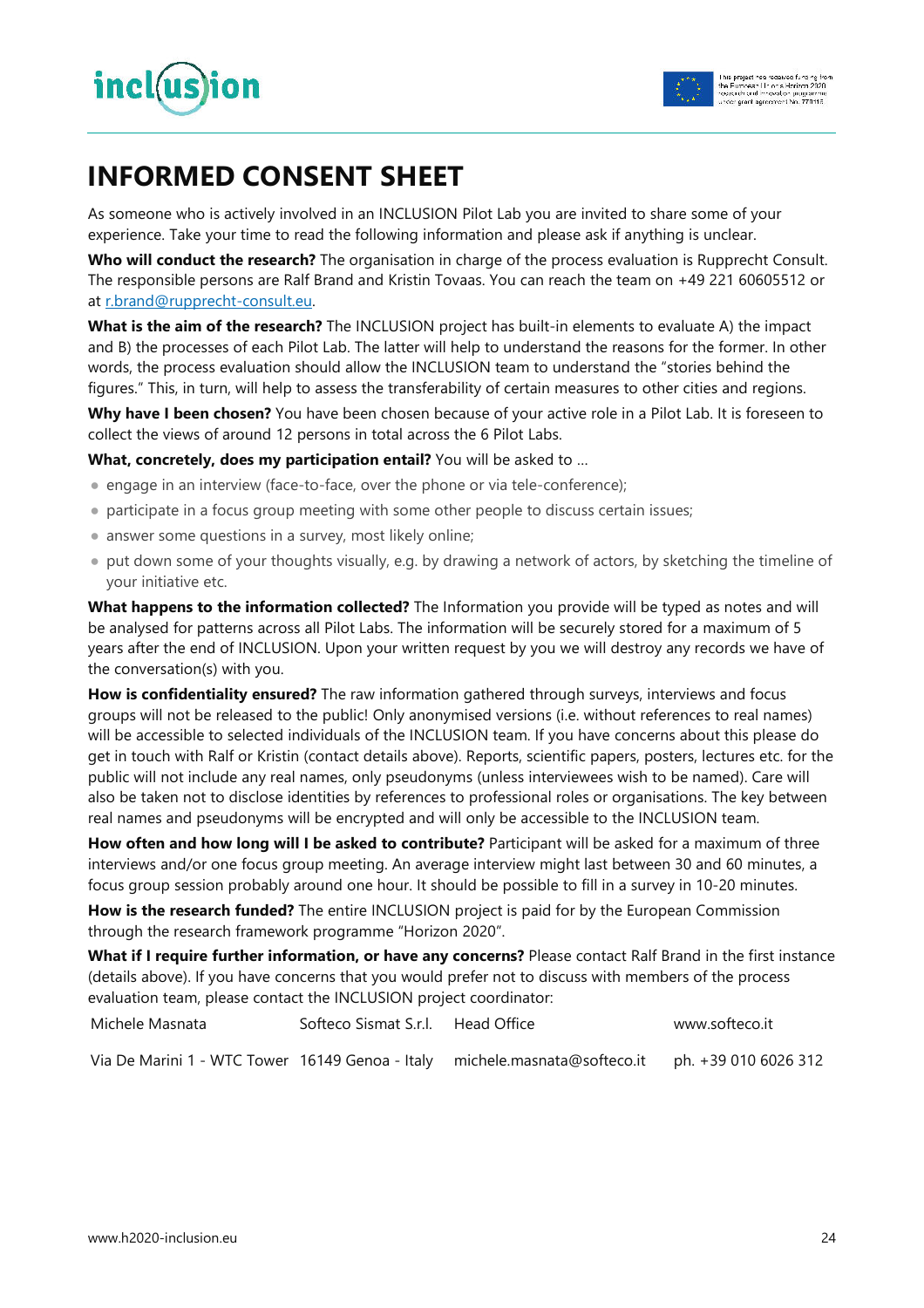# INFORMED CONSENT SHEET

As someone who is actively involved in an INCLUSION Pilot Lab you are invited to share some of your experience. Take your time to read the following information and please ask if anything is unclear.

**Who will conduct the research?** The organisation in charge of the process evaluation is Rupprecht Consult. The responsible persons are Ralf Brand and Kristin Tovaas. You can reach the team on +49 221 60605512 or at r.brand@rupprecht-consult.eu.

**What is the aim of the research?** The INCLUSION project has built-in elements to evaluate A) the impact and B) the processes of each Pilot Lab. The latter will help to understand the reasons for the former. In other words, the process evaluation should allow the INCLUSION team to understand the "stories behind the figures." This, in turn, will help to assess the transferability of certain measures to other cities and regions.

**Why have I been chosen?** You have been chosen because of your active role in a Pilot Lab. It is foreseen to collect the views of around 12 persons in total across the 6 Pilot Labs.

**What, concretely, does my participation entail?** You will be asked to …

- engage in an interview (face-to-face, over the phone or via tele-conference);
- participate in a focus group meeting with some other people to discuss certain issues;
- answer some questions in a survey, most likely online;
- put down some of your thoughts visually, e.g. by drawing a network of actors, by sketching the timeline of your initiative etc.

**What happens to the information collected?** The Information you provide will be typed as notes and will be analysed for patterns across all Pilot Labs. The information will be securely stored for a maximum of 5 years after the end of INCLUSION. Upon your written request by you we will destroy any records we have of the conversation(s) with you.

**How is confidentiality ensured?** The raw information gathered through surveys, interviews and focus groups will not be released to the public! Only anonymised versions (i.e. without references to real names) will be accessible to selected individuals of the INCLUSION team. If you have concerns about this please do get in touch with Ralf or Kristin (contact details above). Reports, scientific papers, posters, lectures etc. for the public will not include any real names, only pseudonyms (unless interviewees wish to be named). Care will also be taken not to disclose identities by references to professional roles or organisations. The key between real names and pseudonyms will be encrypted and will only be accessible to the INCLUSION team.

**How often and how long will I be asked to contribute?** Participant will be asked for a maximum of three interviews and/or one focus group meeting. An average interview might last between 30 and 60 minutes, a focus group session probably around one hour. It should be possible to fill in a survey in 10-20 minutes.

**How is the research funded?** The entire INCLUSION project is paid for by the European Commission through the research framework programme "Horizon 2020".

**What if I require further information, or have any concerns?** Please contact Ralf Brand in the first instance (details above). If you have concerns that you would prefer not to discuss with members of the process evaluation team, please contact the INCLUSION project coordinator:

| | | | |
|---|---|---|---|
| Michele Masnata | Softeco Sismat S.r.l. | Head Office | www.softeco.it |
| Via De Marini 1 - WTC Tower | 16149 Genoa - Italy | michele.masnata@softeco.it | ph. +39 010 6026 312 |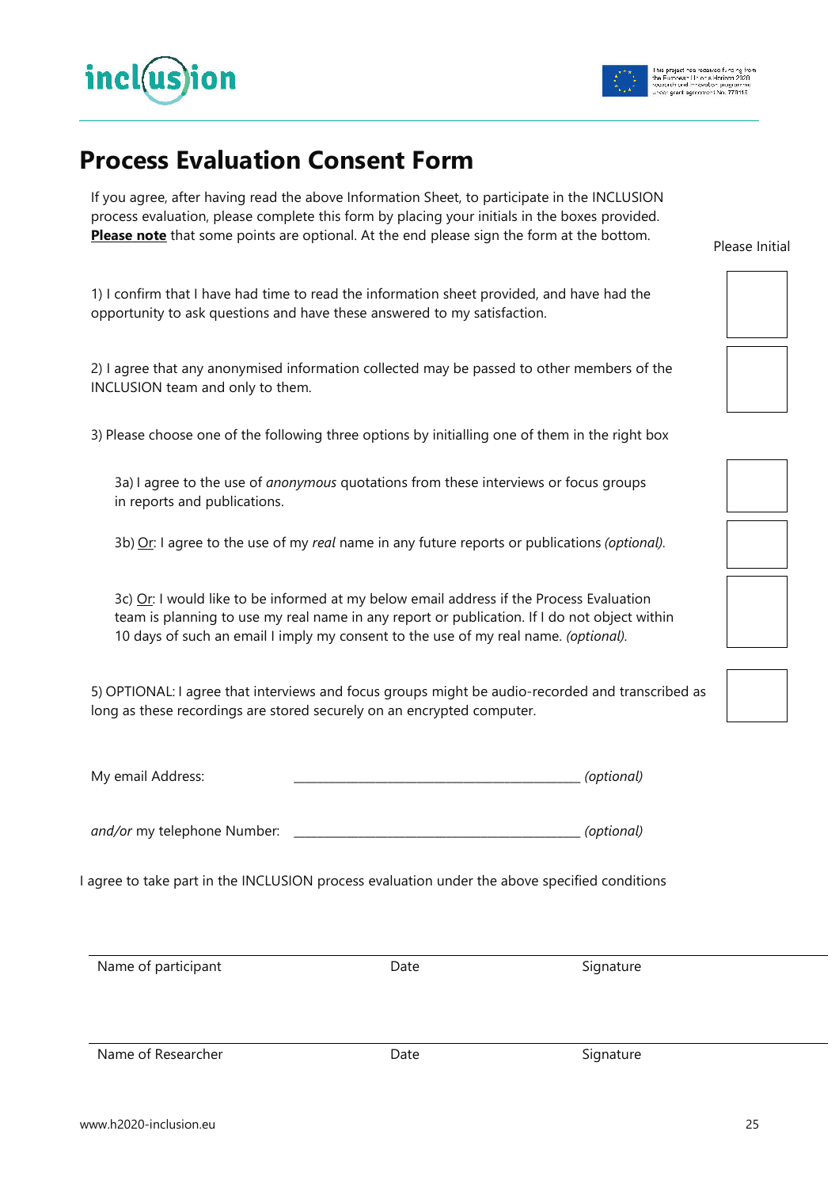# Process Evaluation Consent Form

If you agree, after having read the above Information Sheet, to participate in the INCLUSION process evaluation, please complete this form by placing your initials in the boxes provided. **Please note** that some points are optional. At the end please sign the form at the bottom.

Please Initial

1) I confirm that I have had time to read the information sheet provided, and have had the opportunity to ask questions and have these answered to my satisfaction. ☐

2) I agree that any anonymised information collected may be passed to other members of the INCLUSION team and only to them. ☐

3) Please choose one of the following three options by initialling one of them in the right box

3a) I agree to the use of *anonymous* quotations from these interviews or focus groups in reports and publications. ☐

3b) Or: I agree to the use of my *real* name in any future reports or publications *(optional).* ☐

3c) Or: I would like to be informed at my below email address if the Process Evaluation team is planning to use my real name in any report or publication. If I do not object within 10 days of such an email I imply my consent to the use of my real name. *(optional).* ☐

5) OPTIONAL: I agree that interviews and focus groups might be audio-recorded and transcribed as long as these recordings are stored securely on an encrypted computer. ☐

My email Address: ______________________________ *(optional)*

*and/or* my telephone Number: ______________________________ *(optional)*

I agree to take part in the INCLUSION process evaluation under the above specified conditions

| Name of participant | Date | Signature |
|---|---|---|

| Name of Researcher | Date | Signature |
|---|---|---|

www.h2020-inclusion.eu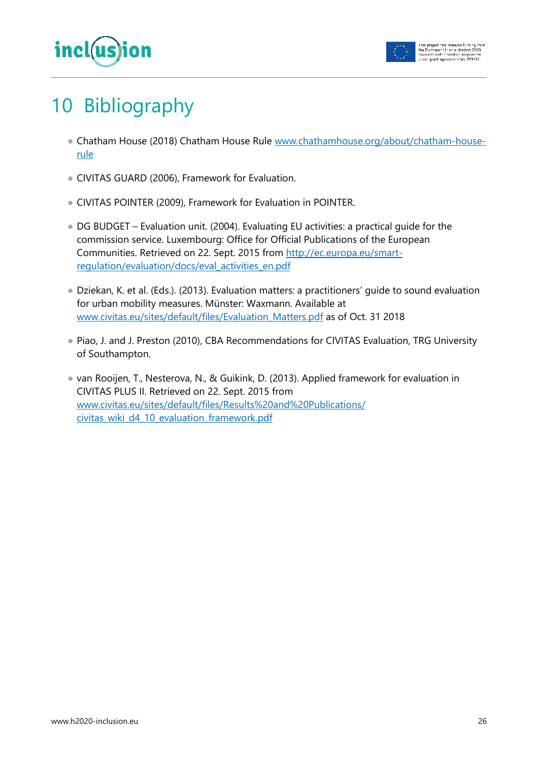# 10 Bibliography

- Chatham House (2018) Chatham House Rule www.chathamhouse.org/about/chatham-house-rule
- CIVITAS GUARD (2006), Framework for Evaluation.
- CIVITAS POINTER (2009), Framework for Evaluation in POINTER.
- DG BUDGET – Evaluation unit. (2004). Evaluating EU activities: a practical guide for the commission service. Luxembourg: Office for Official Publications of the European Communities. Retrieved on 22. Sept. 2015 from http://ec.europa.eu/smart-regulation/evaluation/docs/eval_activities_en.pdf
- Dziekan, K. et al. (Eds.). (2013). Evaluation matters: a practitioners' guide to sound evaluation for urban mobility measures. Münster: Waxmann. Available at www.civitas.eu/sites/default/files/Evaluation_Matters.pdf as of Oct. 31 2018
- Piao, J. and J. Preston (2010), CBA Recommendations for CIVITAS Evaluation, TRG University of Southampton.
- van Rooijen, T., Nesterova, N., & Guikink, D. (2013). Applied framework for evaluation in CIVITAS PLUS II. Retrieved on 22. Sept. 2015 from www.civitas.eu/sites/default/files/Results%20and%20Publications/civitas_wiki_d4_10_evaluation_framework.pdf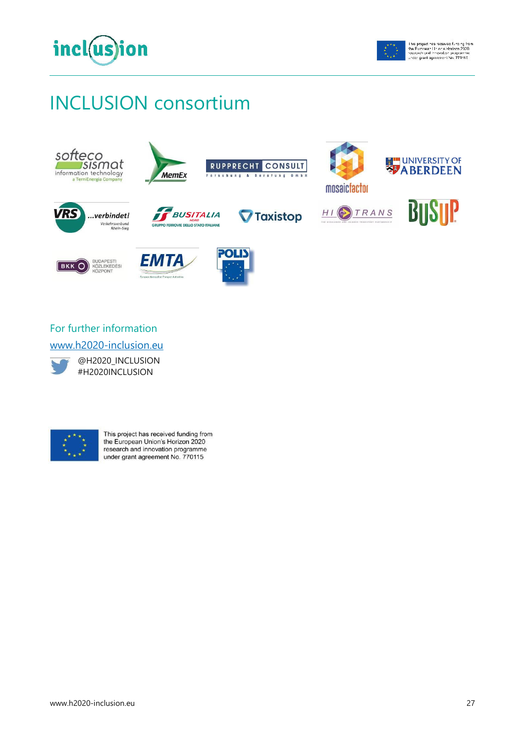# INCLUSION consortium

For further information

www.h2020-inclusion.eu

@H2020_INCLUSION
#H2020INCLUSION

This project has received funding from the European Union's Horizon 2020 research and innovation programme under grant agreement No. 770115